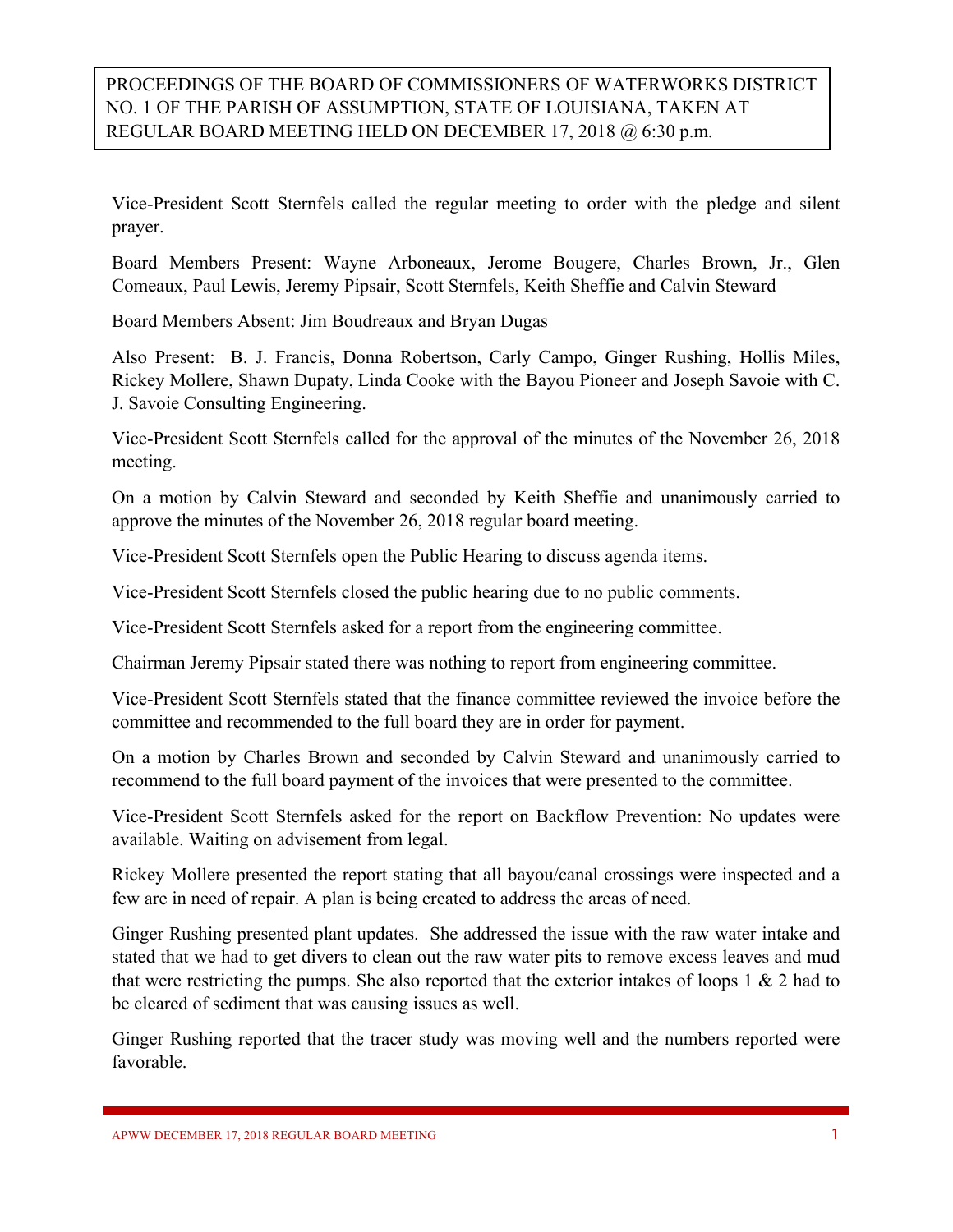PROCEEDINGS OF THE BOARD OF COMMISSIONERS OF WATERWORKS DISTRICT NO. 1 OF THE PARISH OF ASSUMPTION, STATE OF LOUISIANA, TAKEN AT REGULAR BOARD MEETING HELD ON DECEMBER 17, 2018 @ 6:30 p.m.

Vice-President Scott Sternfels called the regular meeting to order with the pledge and silent prayer.

Board Members Present: Wayne Arboneaux, Jerome Bougere, Charles Brown, Jr., Glen Comeaux, Paul Lewis, Jeremy Pipsair, Scott Sternfels, Keith Sheffie and Calvin Steward

Board Members Absent: Jim Boudreaux and Bryan Dugas

Also Present: B. J. Francis, Donna Robertson, Carly Campo, Ginger Rushing, Hollis Miles, Rickey Mollere, Shawn Dupaty, Linda Cooke with the Bayou Pioneer and Joseph Savoie with C. J. Savoie Consulting Engineering.

Vice-President Scott Sternfels called for the approval of the minutes of the November 26, 2018 meeting.

On a motion by Calvin Steward and seconded by Keith Sheffie and unanimously carried to approve the minutes of the November 26, 2018 regular board meeting.

Vice-President Scott Sternfels open the Public Hearing to discuss agenda items.

Vice-President Scott Sternfels closed the public hearing due to no public comments.

Vice-President Scott Sternfels asked for a report from the engineering committee.

Chairman Jeremy Pipsair stated there was nothing to report from engineering committee.

Vice-President Scott Sternfels stated that the finance committee reviewed the invoice before the committee and recommended to the full board they are in order for payment.

On a motion by Charles Brown and seconded by Calvin Steward and unanimously carried to recommend to the full board payment of the invoices that were presented to the committee.

Vice-President Scott Sternfels asked for the report on Backflow Prevention: No updates were available. Waiting on advisement from legal.

Rickey Mollere presented the report stating that all bayou/canal crossings were inspected and a few are in need of repair. A plan is being created to address the areas of need.

Ginger Rushing presented plant updates. She addressed the issue with the raw water intake and stated that we had to get divers to clean out the raw water pits to remove excess leaves and mud that were restricting the pumps. She also reported that the exterior intakes of loops 1 & 2 had to be cleared of sediment that was causing issues as well.

Ginger Rushing reported that the tracer study was moving well and the numbers reported were favorable.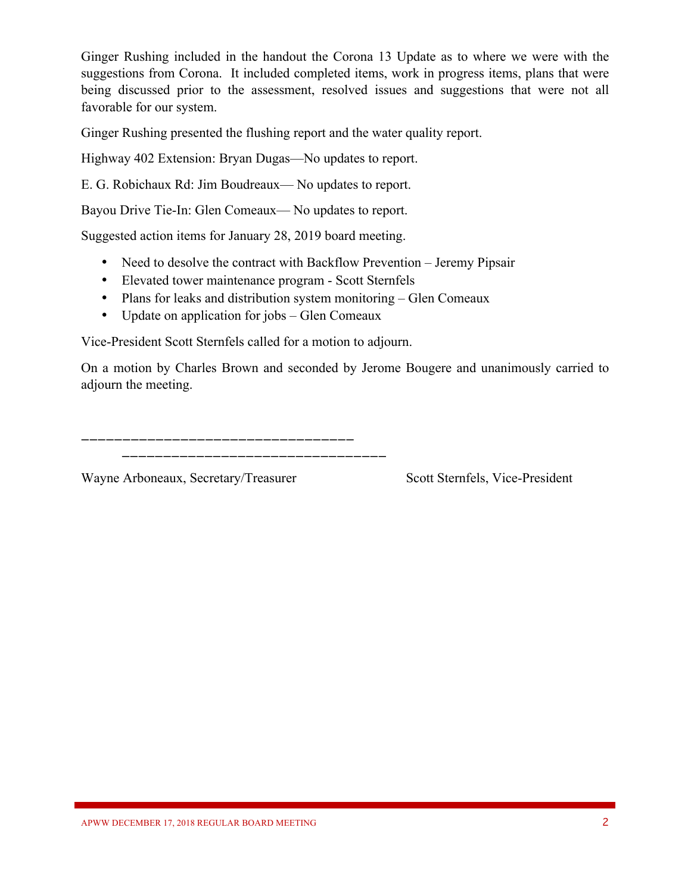Ginger Rushing included in the handout the Corona 13 Update as to where we were with the suggestions from Corona. It included completed items, work in progress items, plans that were being discussed prior to the assessment, resolved issues and suggestions that were not all favorable for our system.

Ginger Rushing presented the flushing report and the water quality report.

Highway 402 Extension: Bryan Dugas—No updates to report.

E. G. Robichaux Rd: Jim Boudreaux— No updates to report.

Bayou Drive Tie-In: Glen Comeaux— No updates to report.

Suggested action items for January 28, 2019 board meeting.

- Need to desolve the contract with Backflow Prevention – Jeremy Pipsair
- Elevated tower maintenance program - Scott Sternfels
- Plans for leaks and distribution system monitoring – Glen Comeaux
- Update on application for jobs – Glen Comeaux

Vice-President Scott Sternfels called for a motion to adjourn.

On a motion by Charles Brown and seconded by Jerome Bougere and unanimously carried to adjourn the meeting.

\_\_\_\_\_\_\_\_\_\_\_\_\_\_\_\_\_\_\_\_\_\_\_\_\_\_\_\_\_\_\_\_\_\_ \_\_\_\_\_\_\_\_\_\_\_\_\_\_\_\_\_\_\_\_\_\_\_\_\_\_\_\_\_\_\_\_\_\_

Wayne Arboneaux, Secretary/Treasurer Scott Sternfels, Vice-President